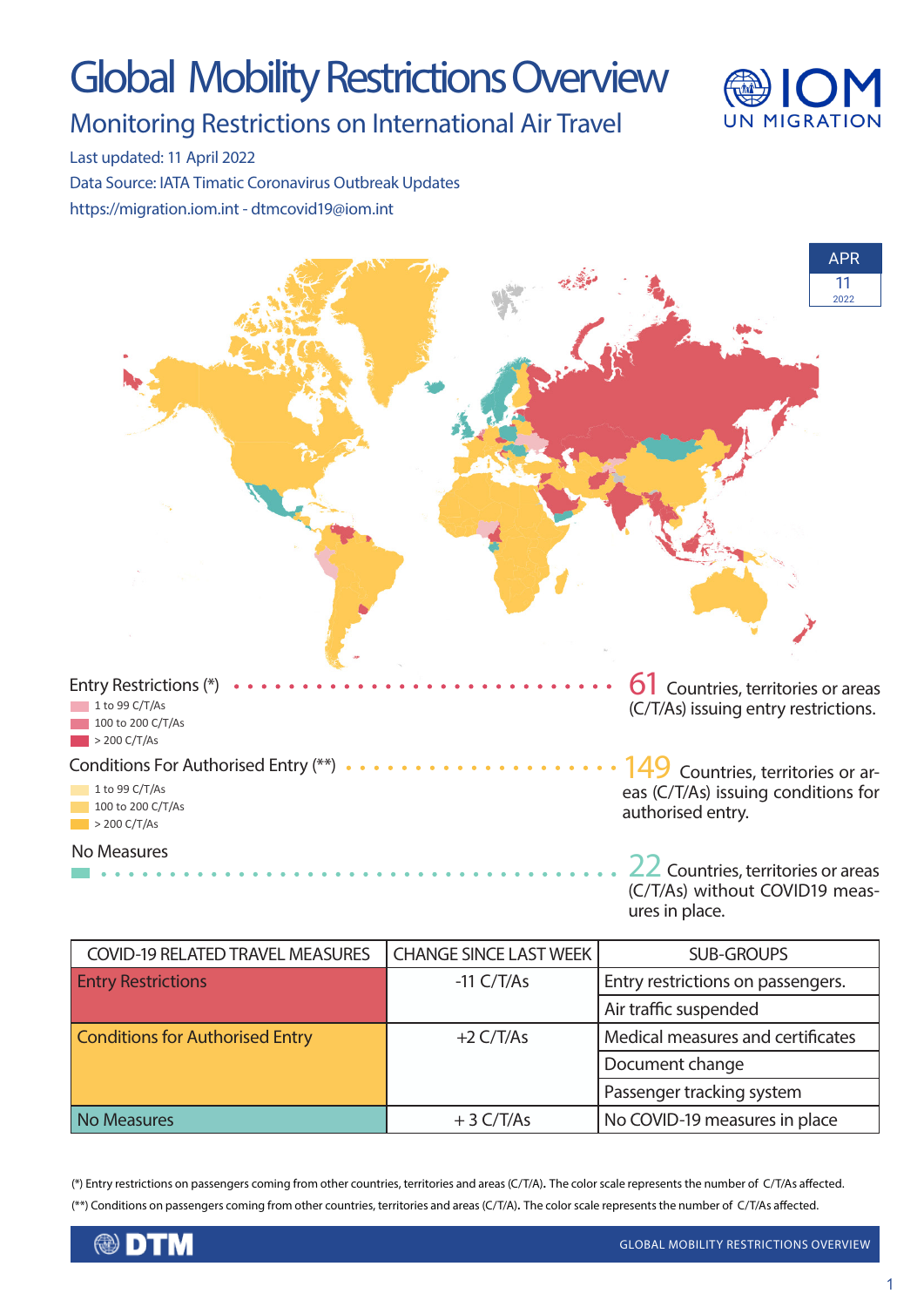# Global Mobility Restrictions Overview

## Monitoring Restrictions on International Air Travel

Last updated: 11 April 2022

Data Source: IATA Timatic Coronavirus Outbreak Updates

https://migration.iom.int - dtmcovid19@iom.int

APR 11 2022

Entry Restrictions (*)
- 1 to 99 C/T/As
- 100 to 200 C/T/As
- > 200 C/T/As

**61** Countries, territories or areas (C/T/As) issuing entry restrictions.

Conditions For Authorised Entry (**)
- 1 to 99 C/T/As
- 100 to 200 C/T/As
- > 200 C/T/As

**149** Countries, territories or areas (C/T/As) issuing conditions for authorised entry.

No Measures

**22** Countries, territories or areas (C/T/As) without COVID19 measures in place.

| COVID-19 RELATED TRAVEL MEASURES | CHANGE SINCE LAST WEEK | SUB-GROUPS |
|---|---|---|
| Entry Restrictions | -11 C/T/As | Entry restrictions on passengers. |
| | | Air traffic suspended |
| Conditions for Authorised Entry | +2 C/T/As | Medical measures and certificates |
| | | Document change |
| | | Passenger tracking system |
| No Measures | + 3 C/T/As | No COVID-19 measures in place |

(*) Entry restrictions on passengers coming from other countries, territories and areas (C/T/A). The color scale represents the number of C/T/As affected.

(**) Conditions on passengers coming from other countries, territories and areas (C/T/A). The color scale represents the number of C/T/As affected.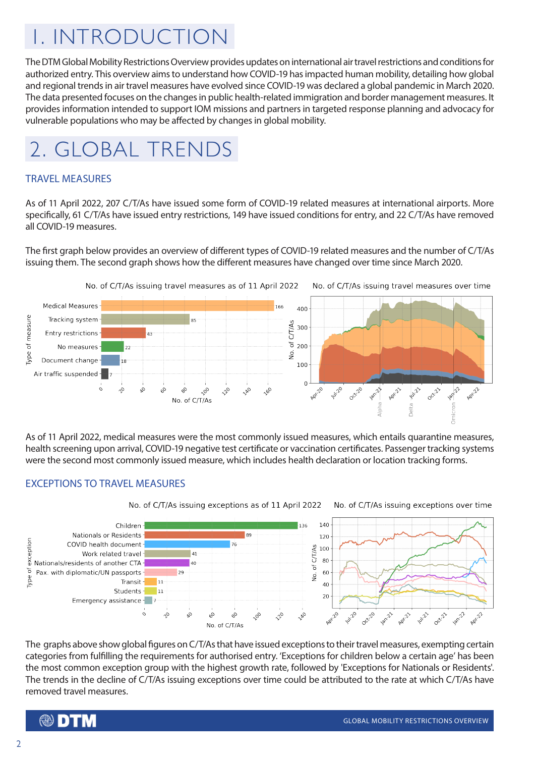# 1. INTRODUCTION

The DTM Global Mobility Restrictions Overview provides updates on international air travel restrictions and conditions for authorized entry. This overview aims to understand how COVID-19 has impacted human mobility, detailing how global and regional trends in air travel measures have evolved since COVID-19 was declared a global pandemic in March 2020. The data presented focuses on the changes in public health-related immigration and border management measures. It provides information intended to support IOM missions and partners in targeted response planning and advocacy for vulnerable populations who may be affected by changes in global mobility.

# 2. GLOBAL TRENDS

## TRAVEL MEASURES

As of 11 April 2022, 207 C/T/As have issued some form of COVID-19 related measures at international airports. More specifically, 61 C/T/As have issued entry restrictions, 149 have issued conditions for entry, and 22 C/T/As have removed all COVID-19 measures.

The first graph below provides an overview of different types of COVID-19 related measures and the number of C/T/As issuing them. The second graph shows how the different measures have changed over time since March 2020.

No. of C/T/As issuing travel measures as of 11 April 2022

| Type of measure | No. of C/T/As |
|---|---|
| Medical Measures | 166 |
| Tracking system | 85 |
| Entry restrictions | 43 |
| No measures | 22 |
| Document change | 18 |
| Air traffic suspended | 7 |

No. of C/T/As issuing travel measures over time

As of 11 April 2022, medical measures were the most commonly issued measures, which entails quarantine measures, health screening upon arrival, COVID-19 negative test certificate or vaccination certificates. Passenger tracking systems were the second most commonly issued measure, which includes health declaration or location tracking forms.

## EXCEPTIONS TO TRAVEL MEASURES

No. of C/T/As issuing exceptions as of 11 April 2022

| Type of exception | No. of C/T/As |
|---|---|
| Children | 136 |
| Nationals or Residents | 89 |
| COVID health document | 76 |
| Work related travel | 41 |
| Nationals/residents of another CTA | 40 |
| Pax. with diplomatic/UN passports | 29 |
| Transit | 11 |
| Students | 11 |
| Emergency assistance | 7 |

No. of C/T/As issuing exceptions over time

The graphs above show global figures on C/T/As that have issued exceptions to their travel measures, exempting certain categories from fulfilling the requirements for authorised entry. 'Exceptions for children below a certain age' has been the most common exception group with the highest growth rate, followed by 'Exceptions for Nationals or Residents'. The trends in the decline of C/T/As issuing exceptions over time could be attributed to the rate at which C/T/As have removed travel measures.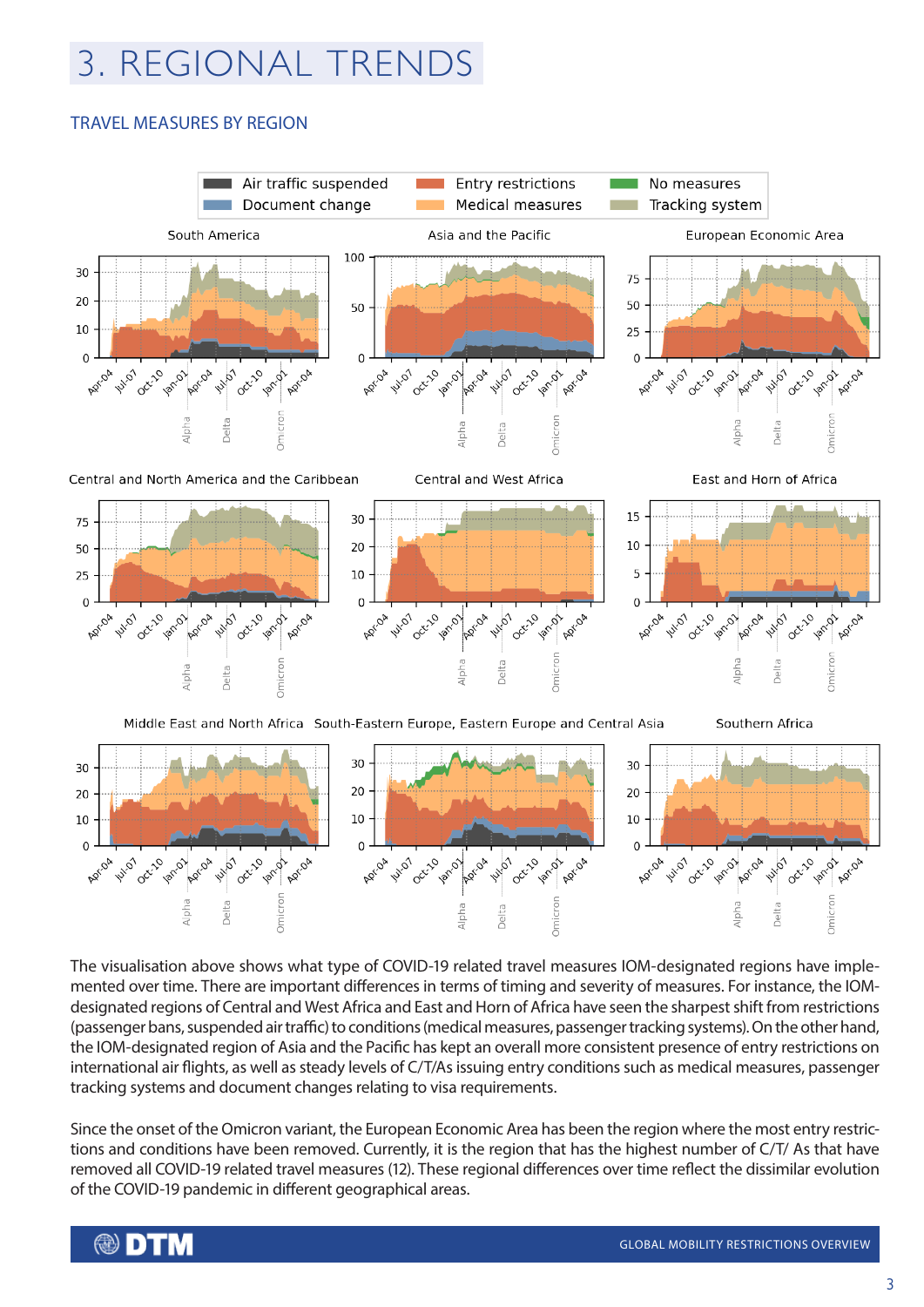# 3. REGIONAL TRENDS

## TRAVEL MEASURES BY REGION

Air traffic suspended
Document change
Entry restrictions
Medical measures
No measures
Tracking system

South America
Asia and the Pacific
European Economic Area
Central and North America and the Caribbean
Central and West Africa
East and Horn of Africa
Middle East and North Africa
South-Eastern Europe, Eastern Europe and Central Asia
Southern Africa

Apr-04, Jul-07, Oct-10, Jan-01, Apr-04, Jul-07, Oct-10, Jan-01, Apr-04
Alpha, Delta, Omicron

The visualisation above shows what type of COVID-19 related travel measures IOM-designated regions have implemented over time. There are important differences in terms of timing and severity of measures. For instance, the IOM-designated regions of Central and West Africa and East and Horn of Africa have seen the sharpest shift from restrictions (passenger bans, suspended air traffic) to conditions (medical measures, passenger tracking systems). On the other hand, the IOM-designated region of Asia and the Pacific has kept an overall more consistent presence of entry restrictions on international air flights, as well as steady levels of C/T/As issuing entry conditions such as medical measures, passenger tracking systems and document changes relating to visa requirements.

Since the onset of the Omicron variant, the European Economic Area has been the region where the most entry restrictions and conditions have been removed. Currently, it is the region that has the highest number of C/T/ As that have removed all COVID-19 related travel measures (12). These regional differences over time reflect the dissimilar evolution of the COVID-19 pandemic in different geographical areas.